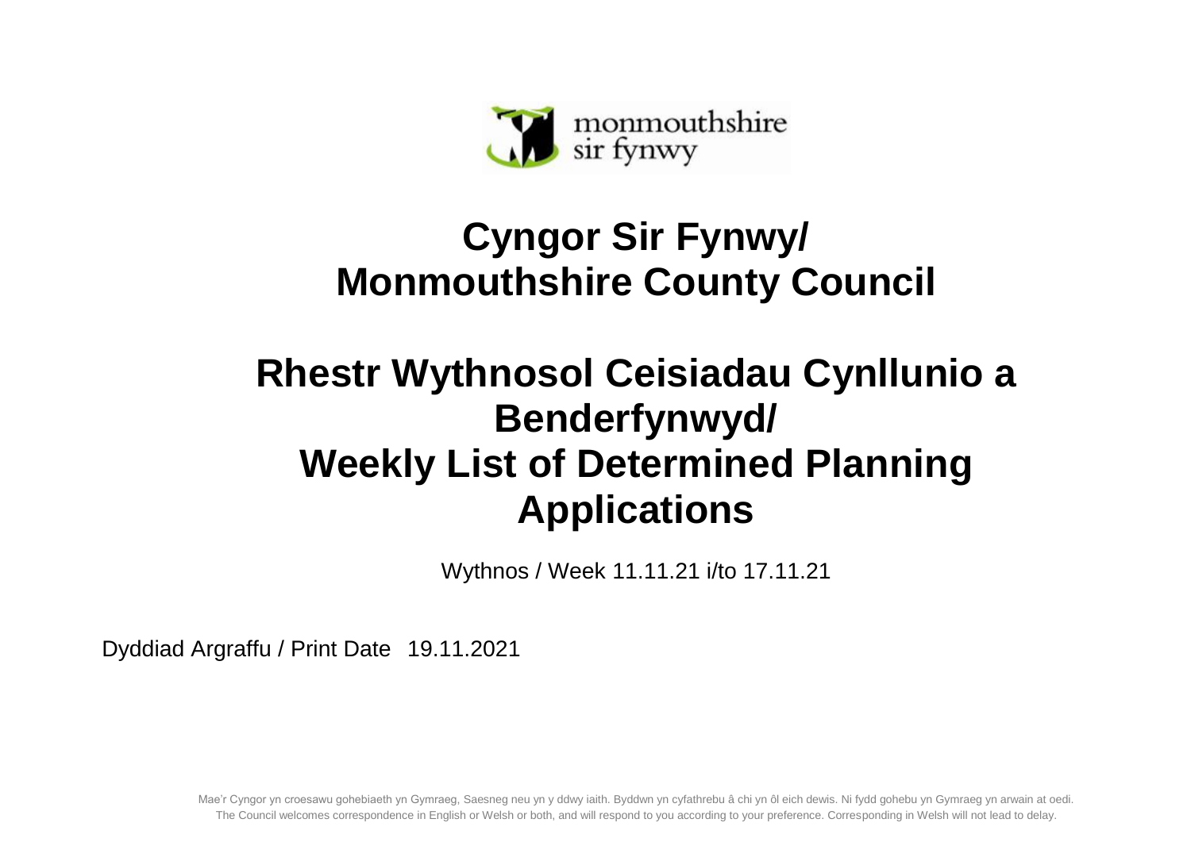monmouthshire
sir fynwy

# Cyngor Sir Fynwy/
# Monmouthshire County Council

# Rhestr Wythnosol Ceisiadau Cynllunio a Benderfynwyd/
# Weekly List of Determined Planning Applications

Wythnos / Week 11.11.21 i/to 17.11.21

Dyddiad Argraffu / Print Date 19.11.2021

Mae'r Cyngor yn croesawu gohebiaeth yn Gymraeg, Saesneg neu yn y ddwy iaith. Byddwn yn cyfathrebu â chi yn ôl eich dewis. Ni fydd gohebu yn Gymraeg yn arwain at oedi.
The Council welcomes correspondence in English or Welsh or both, and will respond to you according to your preference. Corresponding in Welsh will not lead to delay.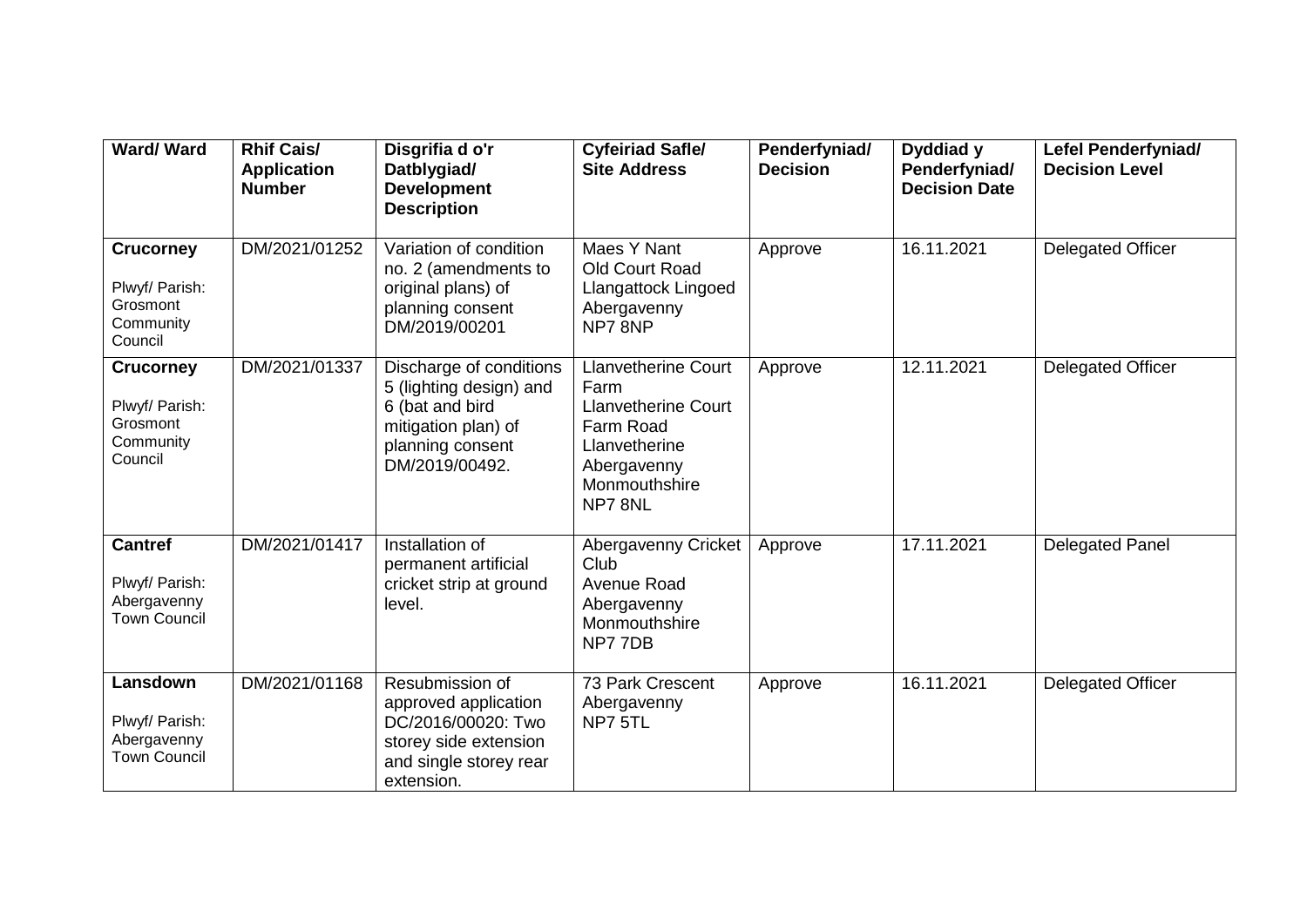| Ward/ Ward | Rhif Cais/ Application Number | Disgrifia d o'r Datblygiad/ Development Description | Cyfeiriad Safle/ Site Address | Penderfyniad/ Decision | Dyddiad y Penderfyniad/ Decision Date | Lefel Penderfyniad/ Decision Level |
|---|---|---|---|---|---|---|
| **Crucorney** Plwyf/ Parish: Grosmont Community Council | DM/2021/01252 | Variation of condition no. 2 (amendments to original plans) of planning consent DM/2019/00201 | Maes Y Nant Old Court Road Llangattock Lingoed Abergavenny NP7 8NP | Approve | 16.11.2021 | Delegated Officer |
| **Crucorney** Plwyf/ Parish: Grosmont Community Council | DM/2021/01337 | Discharge of conditions 5 (lighting design) and 6 (bat and bird mitigation plan) of planning consent DM/2019/00492. | Llanvetherine Court Farm Llanvetherine Court Farm Road Llanvetherine Abergavenny Monmouthshire NP7 8NL | Approve | 12.11.2021 | Delegated Officer |
| **Cantref** Plwyf/ Parish: Abergavenny Town Council | DM/2021/01417 | Installation of permanent artificial cricket strip at ground level. | Abergavenny Cricket Club Avenue Road Abergavenny Monmouthshire NP7 7DB | Approve | 17.11.2021 | Delegated Panel |
| **Lansdown** Plwyf/ Parish: Abergavenny Town Council | DM/2021/01168 | Resubmission of approved application DC/2016/00020: Two storey side extension and single storey rear extension. | 73 Park Crescent Abergavenny NP7 5TL | Approve | 16.11.2021 | Delegated Officer |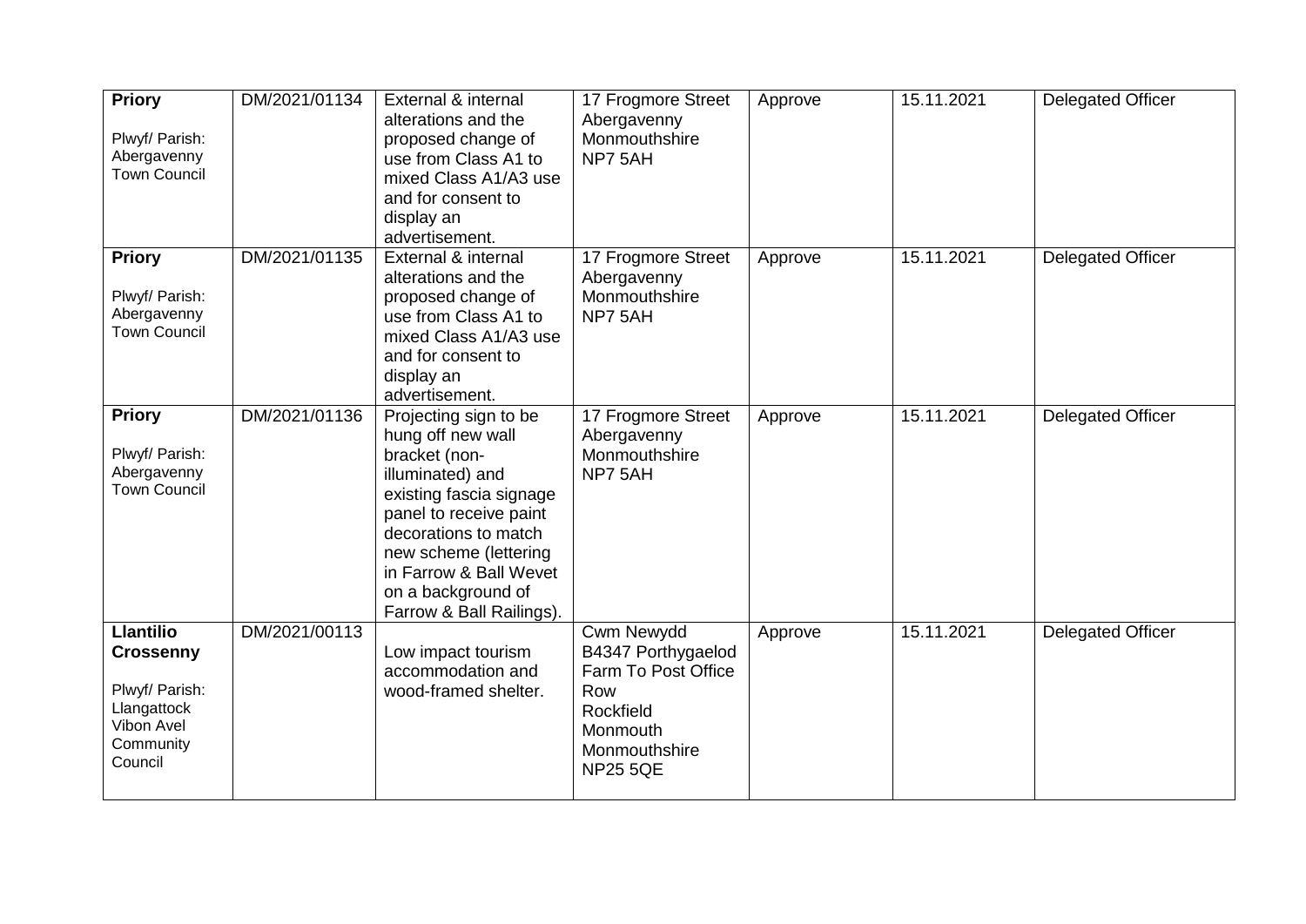| **Priory**<br><br>Plwyf/ Parish: Abergavenny Town Council | DM/2021/01134 | External & internal alterations and the proposed change of use from Class A1 to mixed Class A1/A3 use and for consent to display an advertisement. | 17 Frogmore Street Abergavenny Monmouthshire NP7 5AH | Approve | 15.11.2021 | Delegated Officer |
|---|---|---|---|---|---|---|
| **Priory**<br><br>Plwyf/ Parish: Abergavenny Town Council | DM/2021/01135 | External & internal alterations and the proposed change of use from Class A1 to mixed Class A1/A3 use and for consent to display an advertisement. | 17 Frogmore Street Abergavenny Monmouthshire NP7 5AH | Approve | 15.11.2021 | Delegated Officer |
| **Priory**<br><br>Plwyf/ Parish: Abergavenny Town Council | DM/2021/01136 | Projecting sign to be hung off new wall bracket (non-illuminated) and existing fascia signage panel to receive paint decorations to match new scheme (lettering in Farrow & Ball Wevet on a background of Farrow & Ball Railings). | 17 Frogmore Street Abergavenny Monmouthshire NP7 5AH | Approve | 15.11.2021 | Delegated Officer |
| **Llantilio Crossenny**<br><br>Plwyf/ Parish: Llangattock Vibon Avel Community Council | DM/2021/00113 | Low impact tourism accommodation and wood-framed shelter. | Cwm Newydd B4347 Porthygaelod Farm To Post Office Row Rockfield Monmouth Monmouthshire NP25 5QE | Approve | 15.11.2021 | Delegated Officer |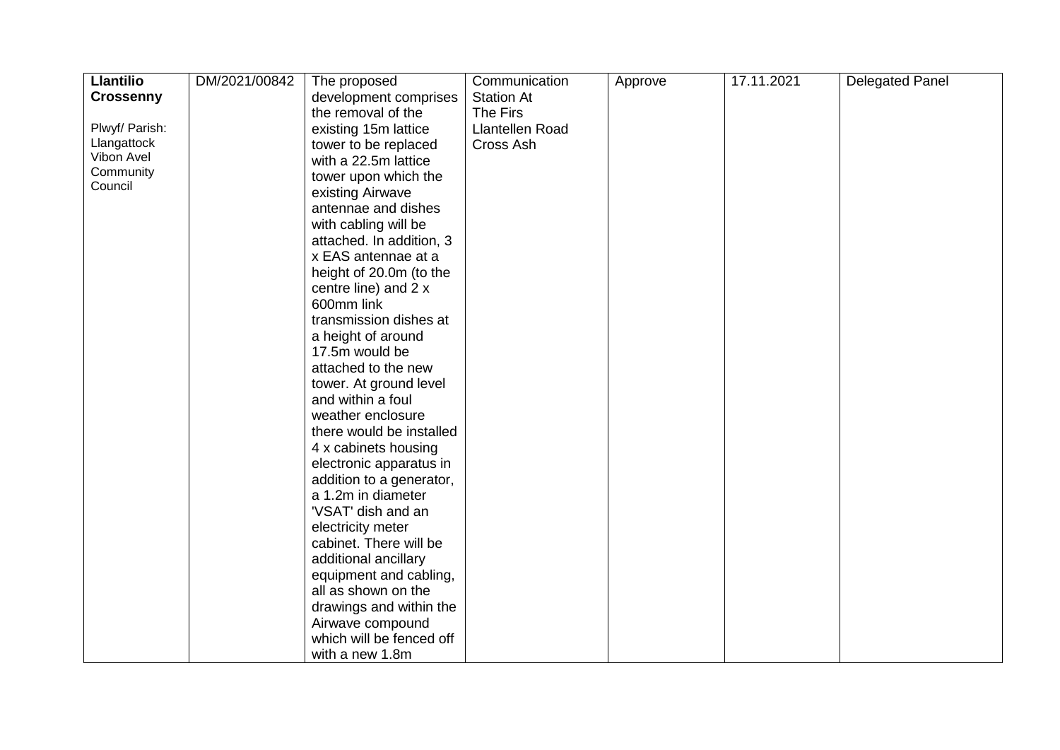| **Llantilio Crossenny**<br><br>Plwyf/ Parish: Llangattock Vibon Avel Community Council | DM/2021/00842 | The proposed development comprises the removal of the existing 15m lattice tower to be replaced with a 22.5m lattice tower upon which the existing Airwave antennae and dishes with cabling will be attached. In addition, 3 x EAS antennae at a height of 20.0m (to the centre line) and 2 x 600mm link transmission dishes at a height of around 17.5m would be attached to the new tower. At ground level and within a foul weather enclosure there would be installed 4 x cabinets housing electronic apparatus in addition to a generator, a 1.2m in diameter 'VSAT' dish and an electricity meter cabinet. There will be additional ancillary equipment and cabling, all as shown on the drawings and within the Airwave compound which will be fenced off with a new 1.8m | Communication Station At The Firs Llantellen Road Cross Ash | Approve | 17.11.2021 | Delegated Panel |
|---|---|---|---|---|---|---|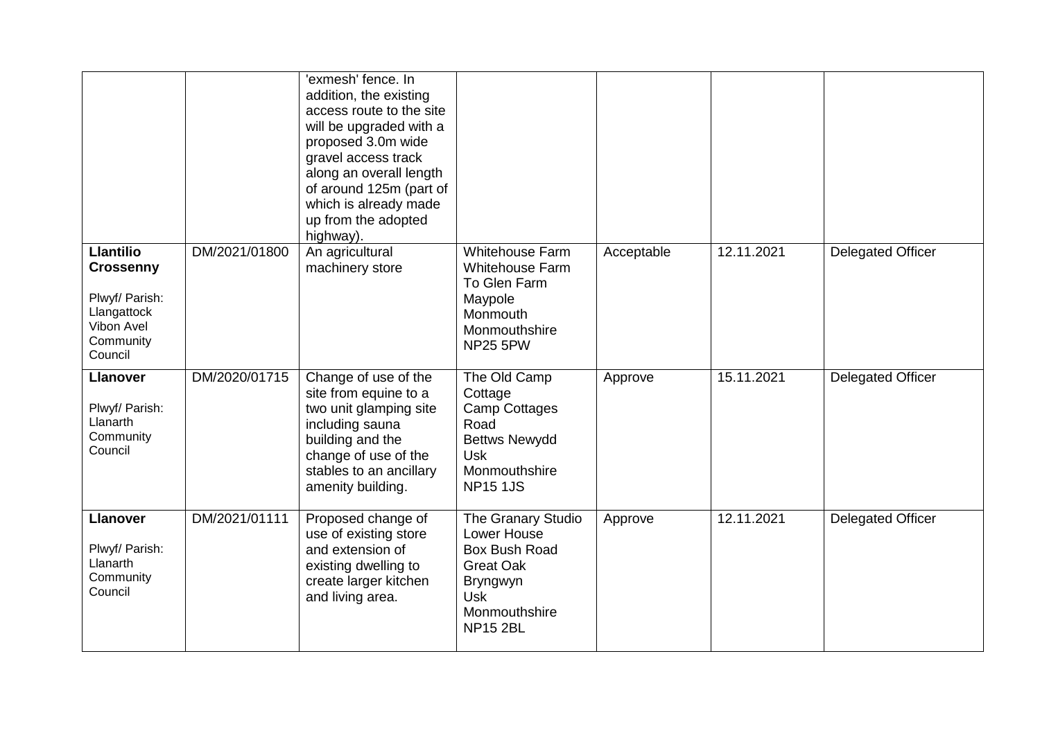| | | | | | | |
|---|---|---|---|---|---|---|
| | | 'exmesh' fence. In addition, the existing access route to the site will be upgraded with a proposed 3.0m wide gravel access track along an overall length of around 125m (part of which is already made up from the adopted highway). | | | | |
| **Llantilio Crossenny**<br><br>Plwyf/ Parish: Llangattock Vibon Avel Community Council | DM/2021/01800 | An agricultural machinery store | Whitehouse Farm Whitehouse Farm To Glen Farm Maypole Monmouth Monmouthshire NP25 5PW | Acceptable | 12.11.2021 | Delegated Officer |
| **Llanover**<br><br>Plwyf/ Parish: Llanarth Community Council | DM/2020/01715 | Change of use of the site from equine to a two unit glamping site including sauna building and the change of use of the stables to an ancillary amenity building. | The Old Camp Cottage Camp Cottages Road Bettws Newydd Usk Monmouthshire NP15 1JS | Approve | 15.11.2021 | Delegated Officer |
| **Llanover**<br><br>Plwyf/ Parish: Llanarth Community Council | DM/2021/01111 | Proposed change of use of existing store and extension of existing dwelling to create larger kitchen and living area. | The Granary Studio Lower House Box Bush Road Great Oak Bryngwyn Usk Monmouthshire NP15 2BL | Approve | 12.11.2021 | Delegated Officer |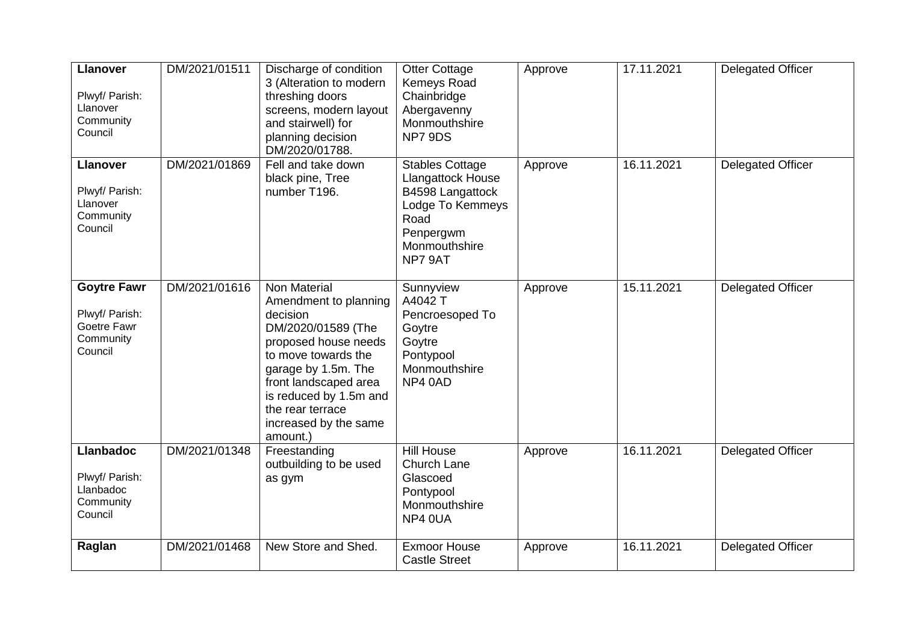| **Llanover**<br><br>Plwyf/ Parish: Llanover Community Council | DM/2021/01511 | Discharge of condition 3 (Alteration to modern threshing doors screens, modern layout and stairwell) for planning decision DM/2020/01788. | Otter Cottage<br>Kemeys Road<br>Chainbridge<br>Abergavenny<br>Monmouthshire<br>NP7 9DS | Approve | 17.11.2021 | Delegated Officer |
|---|---|---|---|---|---|---|
| **Llanover**<br><br>Plwyf/ Parish: Llanover Community Council | DM/2021/01869 | Fell and take down black pine, Tree number T196. | Stables Cottage<br>Llangattock House<br>B4598 Langattock Lodge To Kemmeys Road<br>Penpergwm<br>Monmouthshire<br>NP7 9AT | Approve | 16.11.2021 | Delegated Officer |
| **Goytre Fawr**<br><br>Plwyf/ Parish: Goetre Fawr Community Council | DM/2021/01616 | Non Material Amendment to planning decision DM/2020/01589 (The proposed house needs to move towards the garage by 1.5m. The front landscaped area is reduced by 1.5m and the rear terrace increased by the same amount.) | Sunnyview<br>A4042 T<br>Pencroesoped To Goytre<br>Goytre<br>Pontypool<br>Monmouthshire<br>NP4 0AD | Approve | 15.11.2021 | Delegated Officer |
| **Llanbadoc**<br><br>Plwyf/ Parish: Llanbadoc Community Council | DM/2021/01348 | Freestanding outbuilding to be used as gym | Hill House<br>Church Lane<br>Glascoed<br>Pontypool<br>Monmouthshire<br>NP4 0UA | Approve | 16.11.2021 | Delegated Officer |
| **Raglan** | DM/2021/01468 | New Store and Shed. | Exmoor House<br>Castle Street | Approve | 16.11.2021 | Delegated Officer |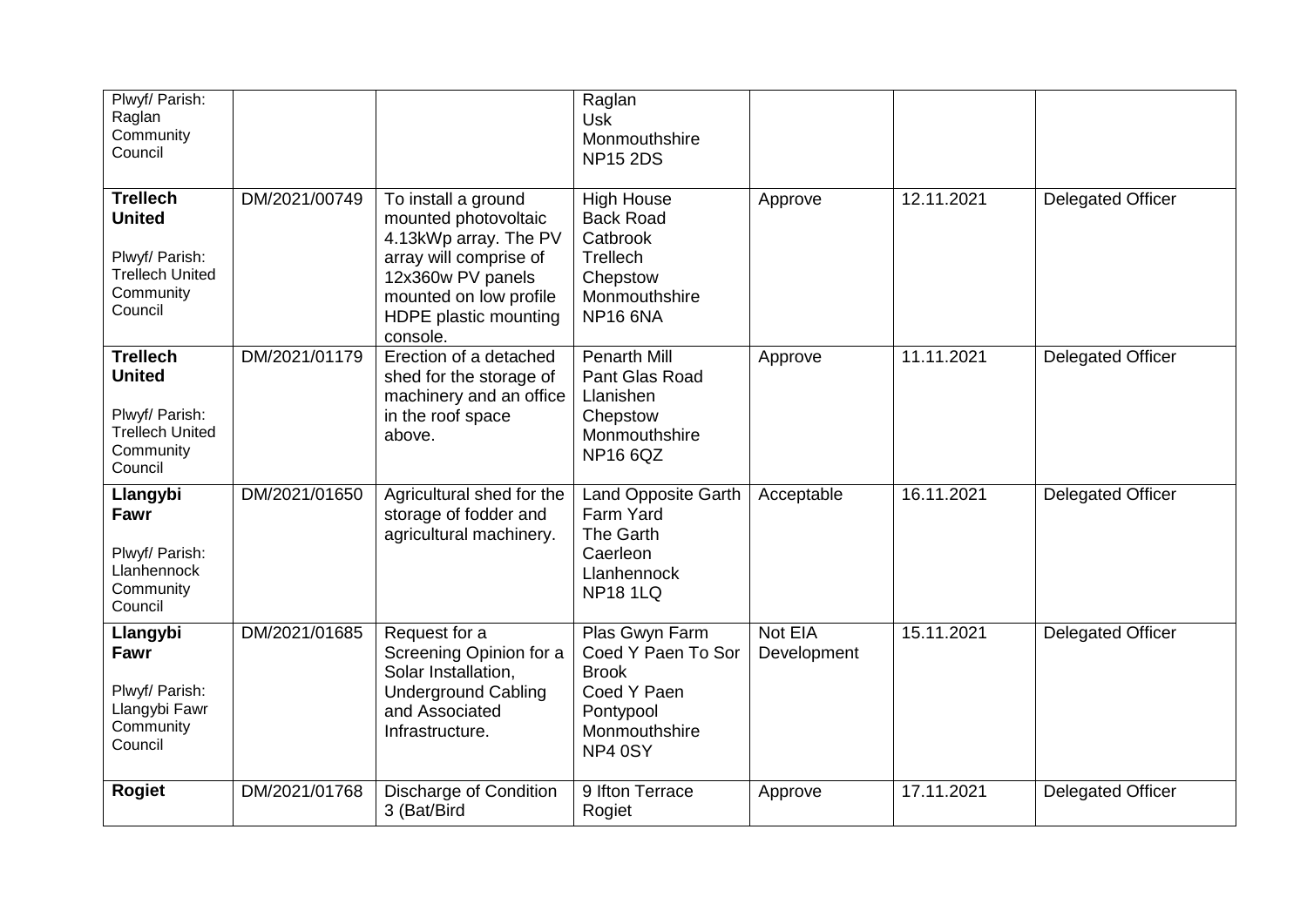| | | | | | | |
|---|---|---|---|---|---|---|
| Plwyf/ Parish: Raglan Community Council | | | Raglan Usk Monmouthshire NP15 2DS | | | |
| **Trellech United** Plwyf/ Parish: Trellech United Community Council | DM/2021/00749 | To install a ground mounted photovoltaic 4.13kWp array. The PV array will comprise of 12x360w PV panels mounted on low profile HDPE plastic mounting console. | High House Back Road Catbrook Trellech Chepstow Monmouthshire NP16 6NA | Approve | 12.11.2021 | Delegated Officer |
| **Trellech United** Plwyf/ Parish: Trellech United Community Council | DM/2021/01179 | Erection of a detached shed for the storage of machinery and an office in the roof space above. | Penarth Mill Pant Glas Road Llanishen Chepstow Monmouthshire NP16 6QZ | Approve | 11.11.2021 | Delegated Officer |
| **Llangybi Fawr** Plwyf/ Parish: Llanhennock Community Council | DM/2021/01650 | Agricultural shed for the storage of fodder and agricultural machinery. | Land Opposite Garth Farm Yard The Garth Caerleon Llanhennock NP18 1LQ | Acceptable | 16.11.2021 | Delegated Officer |
| **Llangybi Fawr** Plwyf/ Parish: Llangybi Fawr Community Council | DM/2021/01685 | Request for a Screening Opinion for a Solar Installation, Underground Cabling and Associated Infrastructure. | Plas Gwyn Farm Coed Y Paen To Sor Brook Coed Y Paen Pontypool Monmouthshire NP4 0SY | Not EIA Development | 15.11.2021 | Delegated Officer |
| **Rogiet** | DM/2021/01768 | Discharge of Condition 3 (Bat/Bird | 9 Ifton Terrace Rogiet | Approve | 17.11.2021 | Delegated Officer |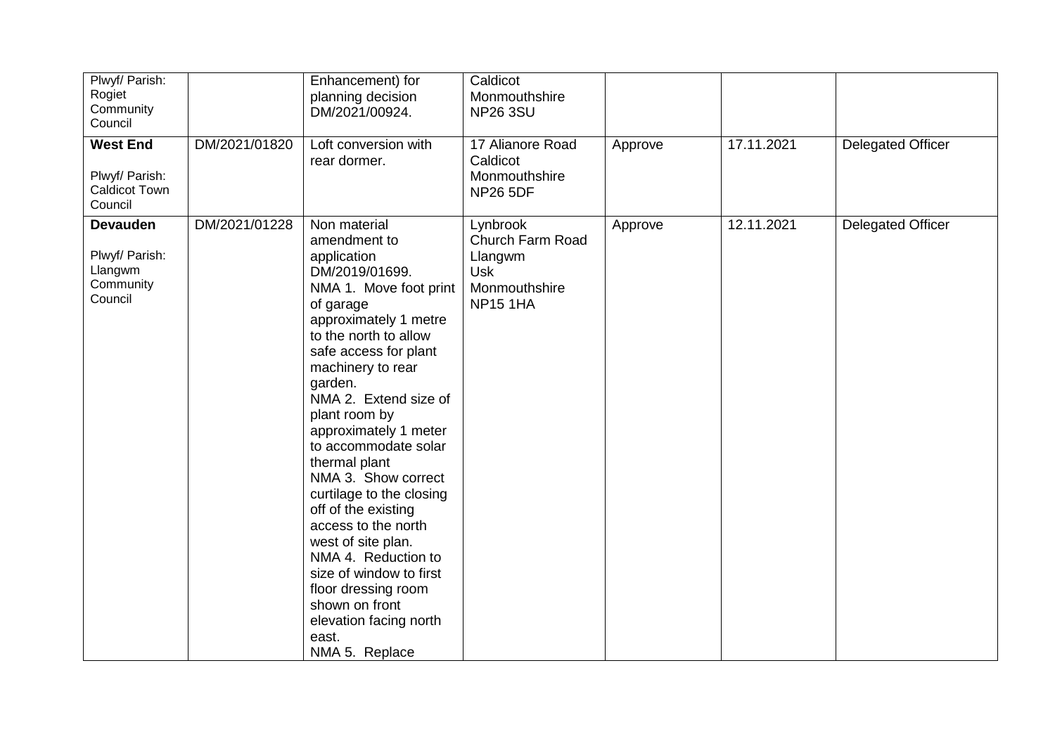| | | | | | | |
|---|---|---|---|---|---|---|
| Plwyf/ Parish: Rogiet Community Council | | Enhancement) for planning decision DM/2021/00924. | Caldicot Monmouthshire NP26 3SU | | | |
| **West End** Plwyf/ Parish: Caldicot Town Council | DM/2021/01820 | Loft conversion with rear dormer. | 17 Alianore Road Caldicot Monmouthshire NP26 5DF | Approve | 17.11.2021 | Delegated Officer |
| **Devauden** Plwyf/ Parish: Llangwm Community Council | DM/2021/01228 | Non material amendment to application DM/2019/01699. NMA 1. Move foot print of garage approximately 1 metre to the north to allow safe access for plant machinery to rear garden. NMA 2. Extend size of plant room by approximately 1 meter to accommodate solar thermal plant NMA 3. Show correct curtilage to the closing off of the existing access to the north west of site plan. NMA 4. Reduction to size of window to first floor dressing room shown on front elevation facing north east. NMA 5. Replace | Lynbrook Church Farm Road Llangwm Usk Monmouthshire NP15 1HA | Approve | 12.11.2021 | Delegated Officer |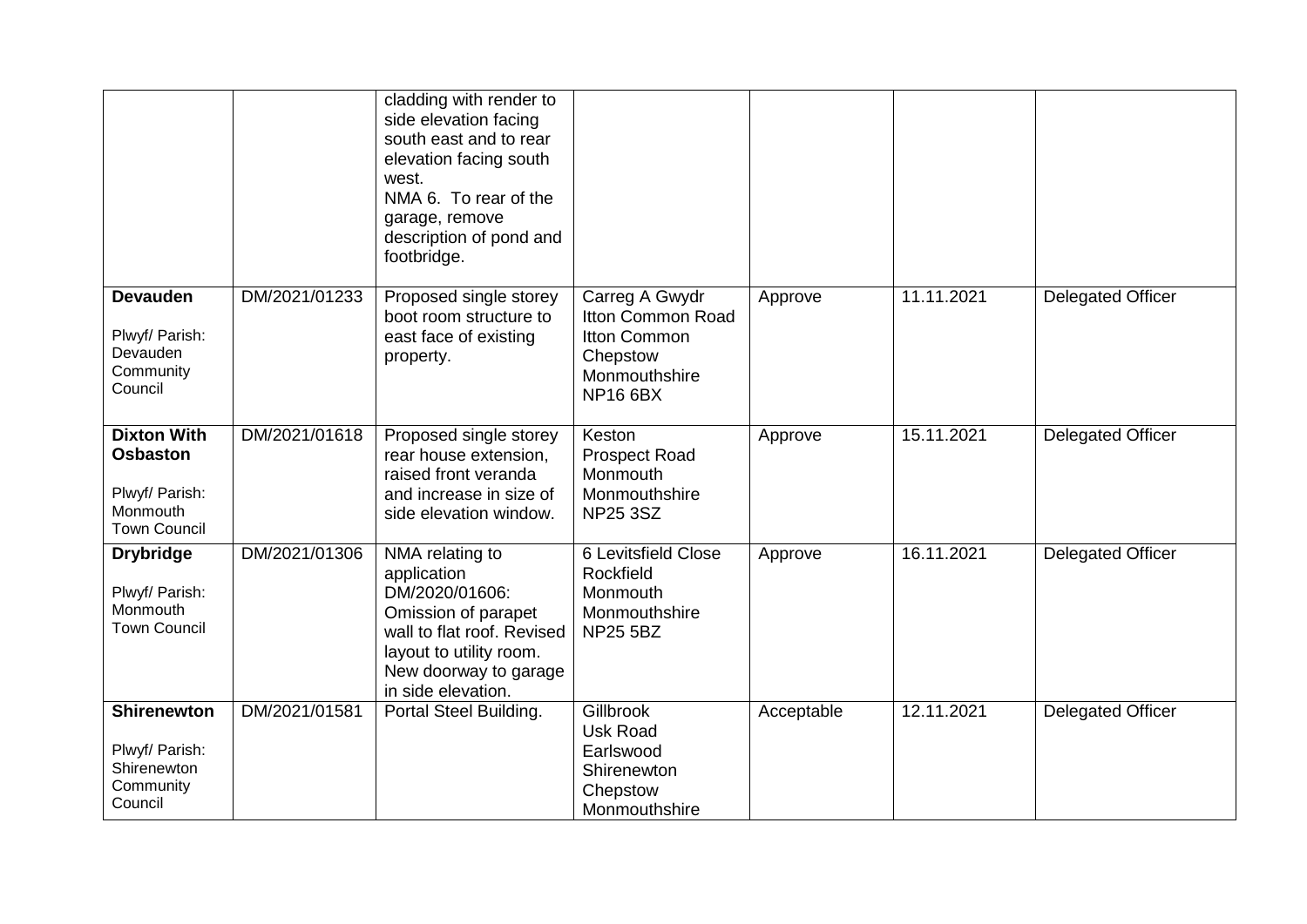| | | | | | | |
|---|---|---|---|---|---|---|
| | | cladding with render to side elevation facing south east and to rear elevation facing south west. NMA 6. To rear of the garage, remove description of pond and footbridge. | | | | |
| **Devauden** Plwyf/ Parish: Devauden Community Council | DM/2021/01233 | Proposed single storey boot room structure to east face of existing property. | Carreg A Gwydr Itton Common Road Itton Common Chepstow Monmouthshire NP16 6BX | Approve | 11.11.2021 | Delegated Officer |
| **Dixton With Osbaston** Plwyf/ Parish: Monmouth Town Council | DM/2021/01618 | Proposed single storey rear house extension, raised front veranda and increase in size of side elevation window. | Keston Prospect Road Monmouth Monmouthshire NP25 3SZ | Approve | 15.11.2021 | Delegated Officer |
| **Drybridge** Plwyf/ Parish: Monmouth Town Council | DM/2021/01306 | NMA relating to application DM/2020/01606: Omission of parapet wall to flat roof. Revised layout to utility room. New doorway to garage in side elevation. | 6 Levitsfield Close Rockfield Monmouth Monmouthshire NP25 5BZ | Approve | 16.11.2021 | Delegated Officer |
| **Shirenewton** Plwyf/ Parish: Shirenewton Community Council | DM/2021/01581 | Portal Steel Building. | Gillbrook Usk Road Earlswood Shirenewton Chepstow Monmouthshire | Acceptable | 12.11.2021 | Delegated Officer |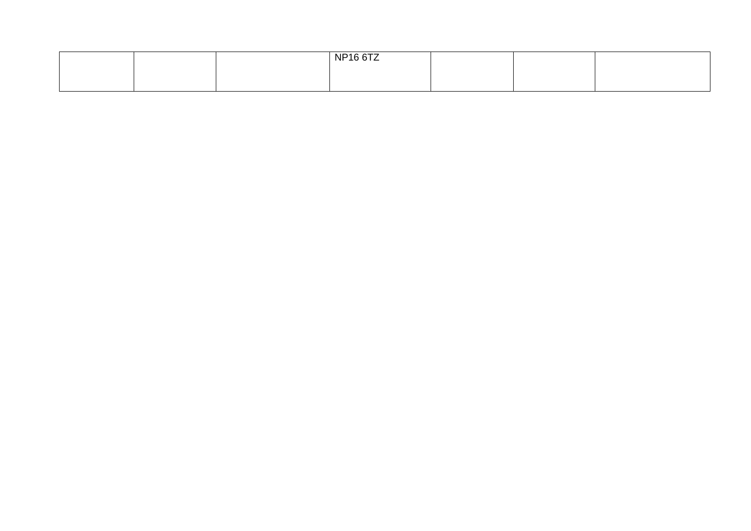| | | | | | | |
|---|---|---|---|---|---|---|
| | | | NP16 6TZ | | | |